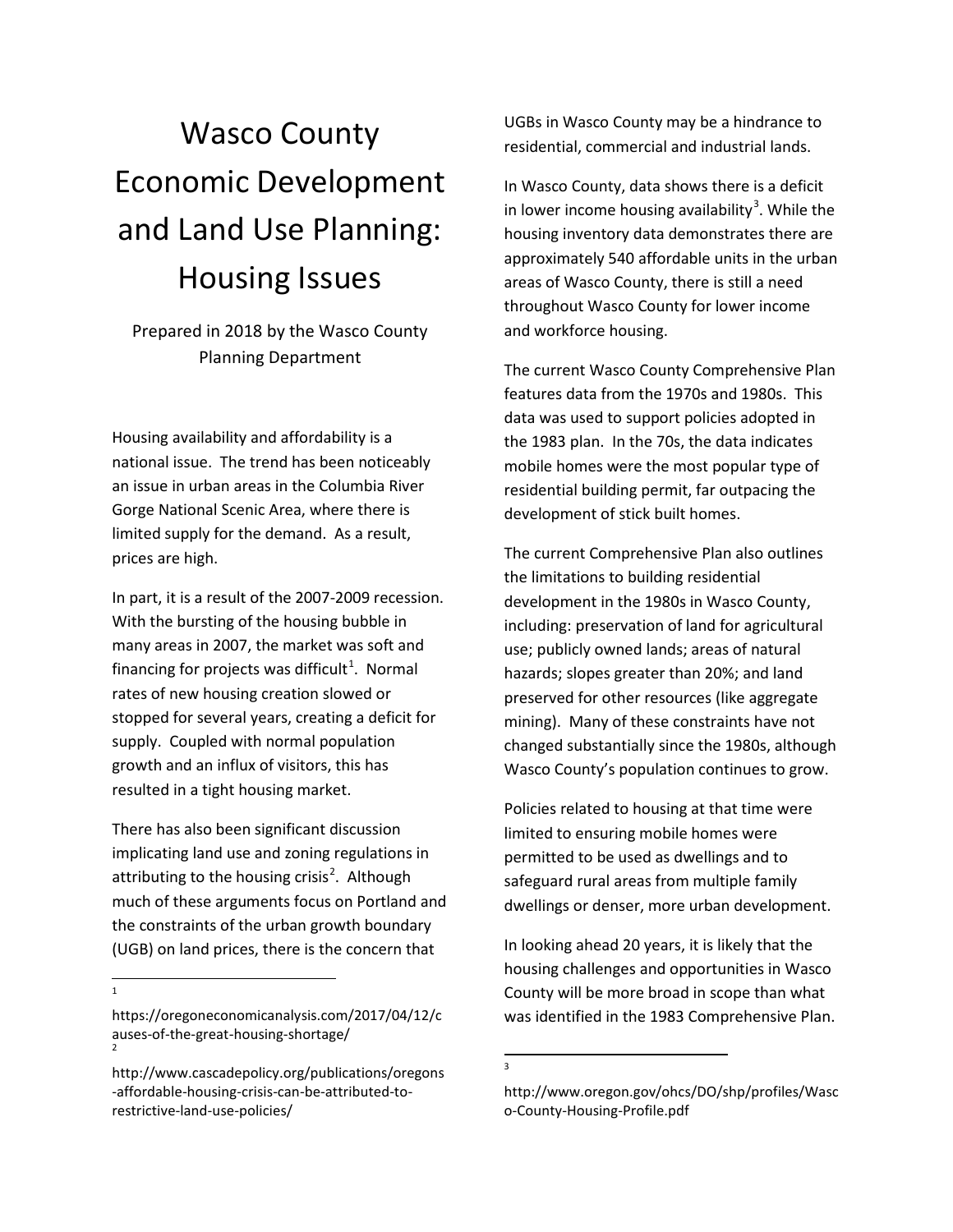# Wasco County Economic Development and Land Use Planning: Housing Issues

Prepared in 2018 by the Wasco County Planning Department

Housing availability and affordability is a national issue. The trend has been noticeably an issue in urban areas in the Columbia River Gorge National Scenic Area, where there is limited supply for the demand. As a result, prices are high.

In part, it is a result of the 2007-2009 recession. With the bursting of the housing bubble in many areas in 2007, the market was soft and financing for projects was difficult[1]. Normal rates of new housing creation slowed or stopped for several years, creating a deficit for supply. Coupled with normal population growth and an influx of visitors, this has resulted in a tight housing market.

There has also been significant discussion implicating land use and zoning regulations in attributing to the housing crisis[2]. Although much of these arguments focus on Portland and the constraints of the urban growth boundary (UGB) on land prices, there is the concern that UGBs in Wasco County may be a hindrance to residential, commercial and industrial lands.

In Wasco County, data shows there is a deficit in lower income housing availability[3]. While the housing inventory data demonstrates there are approximately 540 affordable units in the urban areas of Wasco County, there is still a need throughout Wasco County for lower income and workforce housing.

The current Wasco County Comprehensive Plan features data from the 1970s and 1980s. This data was used to support policies adopted in the 1983 plan. In the 70s, the data indicates mobile homes were the most popular type of residential building permit, far outpacing the development of stick built homes.

The current Comprehensive Plan also outlines the limitations to building residential development in the 1980s in Wasco County, including: preservation of land for agricultural use; publicly owned lands; areas of natural hazards; slopes greater than 20%; and land preserved for other resources (like aggregate mining). Many of these constraints have not changed substantially since the 1980s, although Wasco County's population continues to grow.

Policies related to housing at that time were limited to ensuring mobile homes were permitted to be used as dwellings and to safeguard rural areas from multiple family dwellings or denser, more urban development.

In looking ahead 20 years, it is likely that the housing challenges and opportunities in Wasco County will be more broad in scope than what was identified in the 1983 Comprehensive Plan.

---

[1] https://oregoneconomicanalysis.com/2017/04/12/causes-of-the-great-housing-shortage/

[2] http://www.cascadepolicy.org/publications/oregons-affordable-housing-crisis-can-be-attributed-to-restrictive-land-use-policies/

[3] http://www.oregon.gov/ohcs/DO/shp/profiles/Wasco-County-Housing-Profile.pdf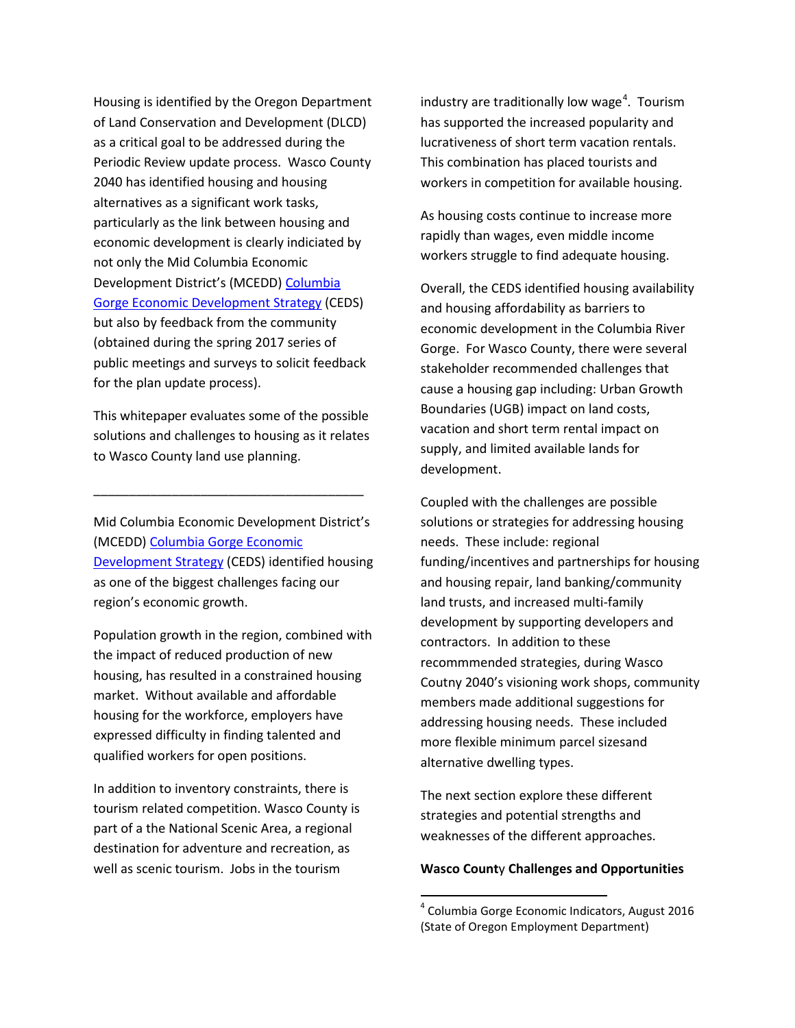Housing is identified by the Oregon Department of Land Conservation and Development (DLCD) as a critical goal to be addressed during the Periodic Review update process. Wasco County 2040 has identified housing and housing alternatives as a significant work tasks, particularly as the link between housing and economic development is clearly indicated by not only the Mid Columbia Economic Development District's (MCEDD) [Columbia Gorge Economic Development Strategy](#) (CEDS) but also by feedback from the community (obtained during the spring 2017 series of public meetings and surveys to solicit feedback for the plan update process).

This whitepaper evaluates some of the possible solutions and challenges to housing as it relates to Wasco County land use planning.

---

Mid Columbia Economic Development District's (MCEDD) [Columbia Gorge Economic Development Strategy](#) (CEDS) identified housing as one of the biggest challenges facing our region's economic growth.

Population growth in the region, combined with the impact of reduced production of new housing, has resulted in a constrained housing market. Without available and affordable housing for the workforce, employers have expressed difficulty in finding talented and qualified workers for open positions.

In addition to inventory constraints, there is tourism related competition. Wasco County is part of a the National Scenic Area, a regional destination for adventure and recreation, as well as scenic tourism. Jobs in the tourism industry are traditionally low wage[4]. Tourism has supported the increased popularity and lucrativeness of short term vacation rentals. This combination has placed tourists and workers in competition for available housing.

As housing costs continue to increase more rapidly than wages, even middle income workers struggle to find adequate housing.

Overall, the CEDS identified housing availability and housing affordability as barriers to economic development in the Columbia River Gorge. For Wasco County, there were several stakeholder recommended challenges that cause a housing gap including: Urban Growth Boundaries (UGB) impact on land costs, vacation and short term rental impact on supply, and limited available lands for development.

Coupled with the challenges are possible solutions or strategies for addressing housing needs. These include: regional funding/incentives and partnerships for housing and housing repair, land banking/community land trusts, and increased multi-family development by supporting developers and contractors. In addition to these recommmended strategies, during Wasco Coutny 2040's visioning work shops, community members made additional suggestions for addressing housing needs. These included more flexible minimum parcel sizesand alternative dwelling types.

The next section explore these different strategies and potential strengths and weaknesses of the different approaches.

**Wasco County Challenges and Opportunities**

---

[4] Columbia Gorge Economic Indicators, August 2016 (State of Oregon Employment Department)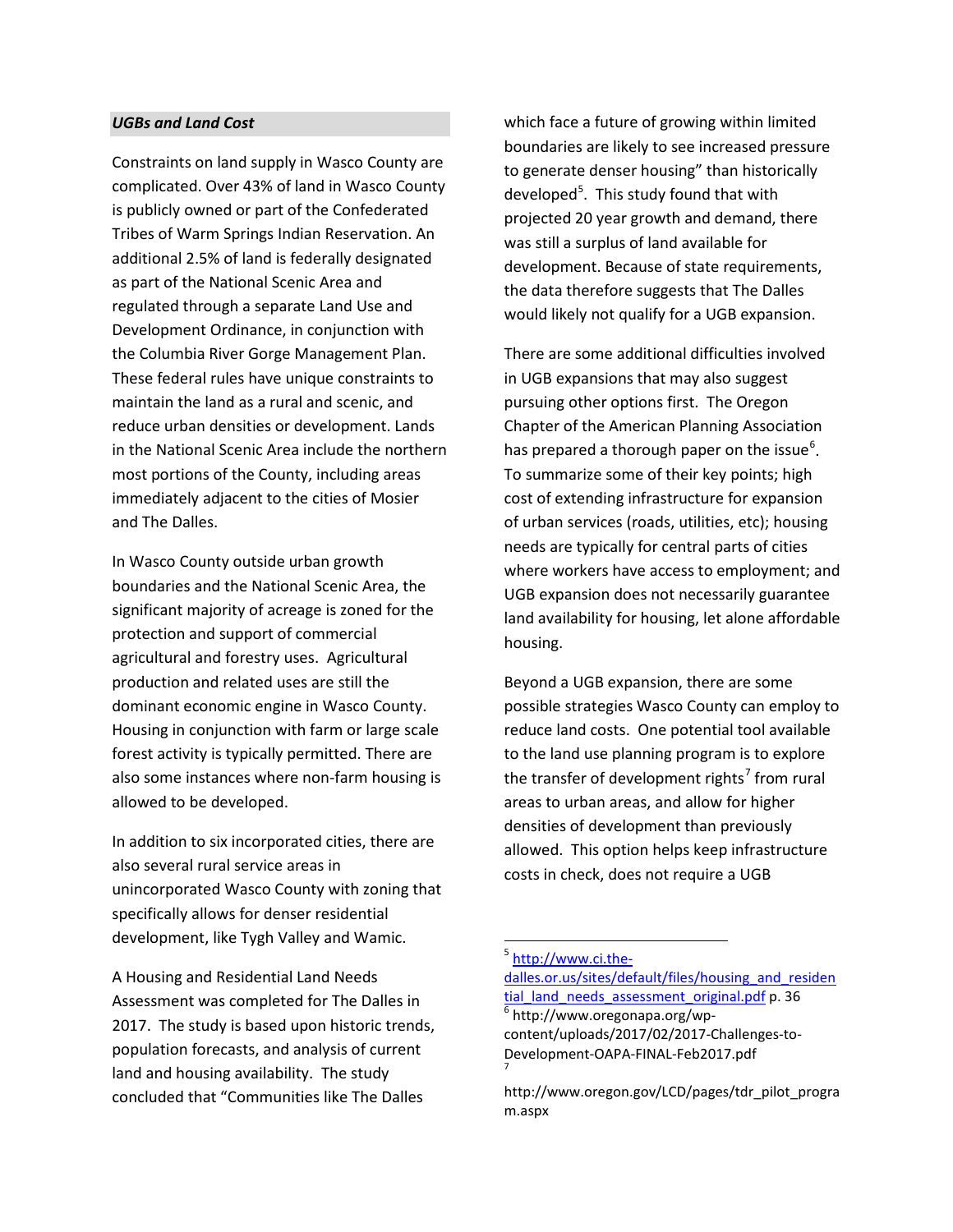***UGBs and Land Cost***

Constraints on land supply in Wasco County are complicated. Over 43% of land in Wasco County is publicly owned or part of the Confederated Tribes of Warm Springs Indian Reservation. An additional 2.5% of land is federally designated as part of the National Scenic Area and regulated through a separate Land Use and Development Ordinance, in conjunction with the Columbia River Gorge Management Plan. These federal rules have unique constraints to maintain the land as a rural and scenic, and reduce urban densities or development. Lands in the National Scenic Area include the northern most portions of the County, including areas immediately adjacent to the cities of Mosier and The Dalles.

In Wasco County outside urban growth boundaries and the National Scenic Area, the significant majority of acreage is zoned for the protection and support of commercial agricultural and forestry uses. Agricultural production and related uses are still the dominant economic engine in Wasco County. Housing in conjunction with farm or large scale forest activity is typically permitted. There are also some instances where non-farm housing is allowed to be developed.

In addition to six incorporated cities, there are also several rural service areas in unincorporated Wasco County with zoning that specifically allows for denser residential development, like Tygh Valley and Wamic.

A Housing and Residential Land Needs Assessment was completed for The Dalles in 2017. The study is based upon historic trends, population forecasts, and analysis of current land and housing availability. The study concluded that "Communities like The Dalles which face a future of growing within limited boundaries are likely to see increased pressure to generate denser housing" than historically developed[5]. This study found that with projected 20 year growth and demand, there was still a surplus of land available for development. Because of state requirements, the data therefore suggests that The Dalles would likely not qualify for a UGB expansion.

There are some additional difficulties involved in UGB expansions that may also suggest pursuing other options first. The Oregon Chapter of the American Planning Association has prepared a thorough paper on the issue[6]. To summarize some of their key points; high cost of extending infrastructure for expansion of urban services (roads, utilities, etc); housing needs are typically for central parts of cities where workers have access to employment; and UGB expansion does not necessarily guarantee land availability for housing, let alone affordable housing.

Beyond a UGB expansion, there are some possible strategies Wasco County can employ to reduce land costs. One potential tool available to the land use planning program is to explore the transfer of development rights[7] from rural areas to urban areas, and allow for higher densities of development than previously allowed. This option helps keep infrastructure costs in check, does not require a UGB

---

[5] http://www.ci.the-dalles.or.us/sites/default/files/housing_and_residential_land_needs_assessment_original.pdf p. 36

[6] http://www.oregonapa.org/wp-content/uploads/2017/02/2017-Challenges-to-Development-OAPA-FINAL-Feb2017.pdf

[7] http://www.oregon.gov/LCD/pages/tdr_pilot_program.aspx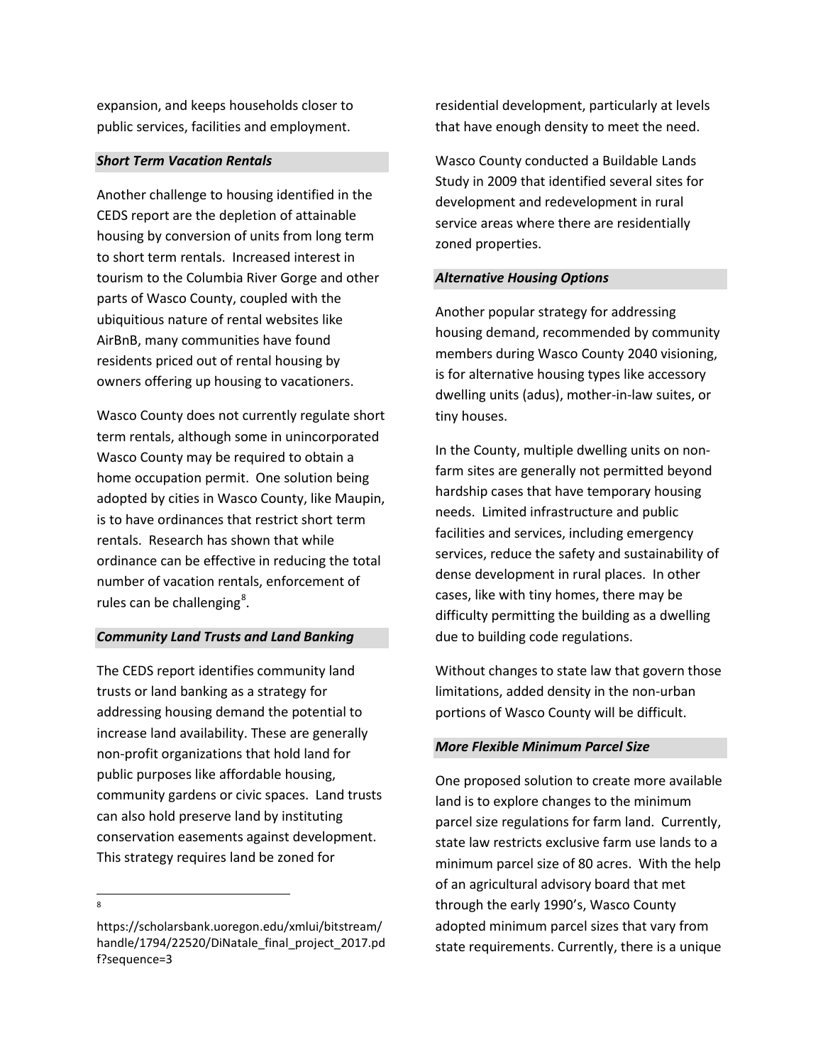expansion, and keeps households closer to public services, facilities and employment.

### *Short Term Vacation Rentals*

Another challenge to housing identified in the CEDS report are the depletion of attainable housing by conversion of units from long term to short term rentals. Increased interest in tourism to the Columbia River Gorge and other parts of Wasco County, coupled with the ubiquitious nature of rental websites like AirBnB, many communities have found residents priced out of rental housing by owners offering up housing to vacationers.

Wasco County does not currently regulate short term rentals, although some in unincorporated Wasco County may be required to obtain a home occupation permit. One solution being adopted by cities in Wasco County, like Maupin, is to have ordinances that restrict short term rentals. Research has shown that while ordinance can be effective in reducing the total number of vacation rentals, enforcement of rules can be challenging[8].

### *Community Land Trusts and Land Banking*

The CEDS report identifies community land trusts or land banking as a strategy for addressing housing demand the potential to increase land availability. These are generally non-profit organizations that hold land for public purposes like affordable housing, community gardens or civic spaces. Land trusts can also hold preserve land by instituting conservation easements against development. This strategy requires land be zoned for residential development, particularly at levels that have enough density to meet the need.

Wasco County conducted a Buildable Lands Study in 2009 that identified several sites for development and redevelopment in rural service areas where there are residentially zoned properties.

### *Alternative Housing Options*

Another popular strategy for addressing housing demand, recommended by community members during Wasco County 2040 visioning, is for alternative housing types like accessory dwelling units (adus), mother-in-law suites, or tiny houses.

In the County, multiple dwelling units on non-farm sites are generally not permitted beyond hardship cases that have temporary housing needs. Limited infrastructure and public facilities and services, including emergency services, reduce the safety and sustainability of dense development in rural places. In other cases, like with tiny homes, there may be difficulty permitting the building as a dwelling due to building code regulations.

Without changes to state law that govern those limitations, added density in the non-urban portions of Wasco County will be difficult.

### *More Flexible Minimum Parcel Size*

One proposed solution to create more available land is to explore changes to the minimum parcel size regulations for farm land. Currently, state law restricts exclusive farm use lands to a minimum parcel size of 80 acres. With the help of an agricultural advisory board that met through the early 1990's, Wasco County adopted minimum parcel sizes that vary from state requirements. Currently, there is a unique

---

[8] https://scholarsbank.uoregon.edu/xmlui/bitstream/handle/1794/22520/DiNatale_final_project_2017.pdf?sequence=3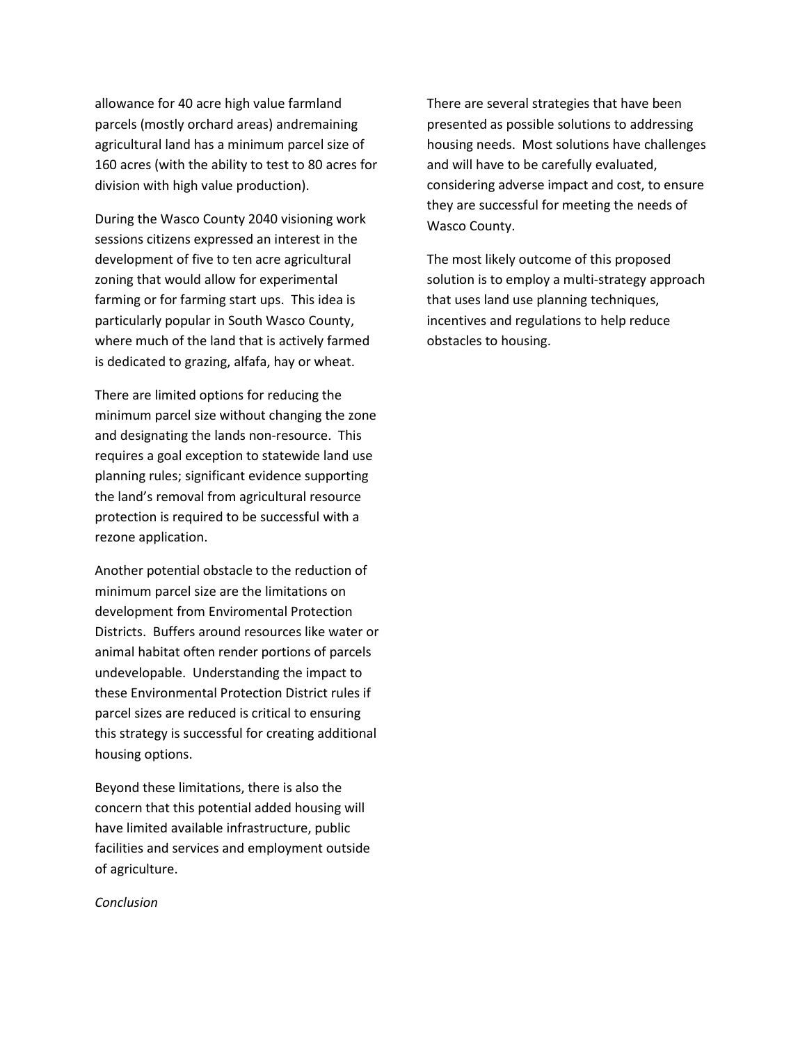allowance for 40 acre high value farmland parcels (mostly orchard areas) andremaining agricultural land has a minimum parcel size of 160 acres (with the ability to test to 80 acres for division with high value production).

During the Wasco County 2040 visioning work sessions citizens expressed an interest in the development of five to ten acre agricultural zoning that would allow for experimental farming or for farming start ups. This idea is particularly popular in South Wasco County, where much of the land that is actively farmed is dedicated to grazing, alfafa, hay or wheat.

There are limited options for reducing the minimum parcel size without changing the zone and designating the lands non-resource. This requires a goal exception to statewide land use planning rules; significant evidence supporting the land's removal from agricultural resource protection is required to be successful with a rezone application.

Another potential obstacle to the reduction of minimum parcel size are the limitations on development from Enviromental Protection Districts. Buffers around resources like water or animal habitat often render portions of parcels undevelopable. Understanding the impact to these Environmental Protection District rules if parcel sizes are reduced is critical to ensuring this strategy is successful for creating additional housing options.

Beyond these limitations, there is also the concern that this potential added housing will have limited available infrastructure, public facilities and services and employment outside of agriculture.

*Conclusion*

There are several strategies that have been presented as possible solutions to addressing housing needs. Most solutions have challenges and will have to be carefully evaluated, considering adverse impact and cost, to ensure they are successful for meeting the needs of Wasco County.

The most likely outcome of this proposed solution is to employ a multi-strategy approach that uses land use planning techniques, incentives and regulations to help reduce obstacles to housing.